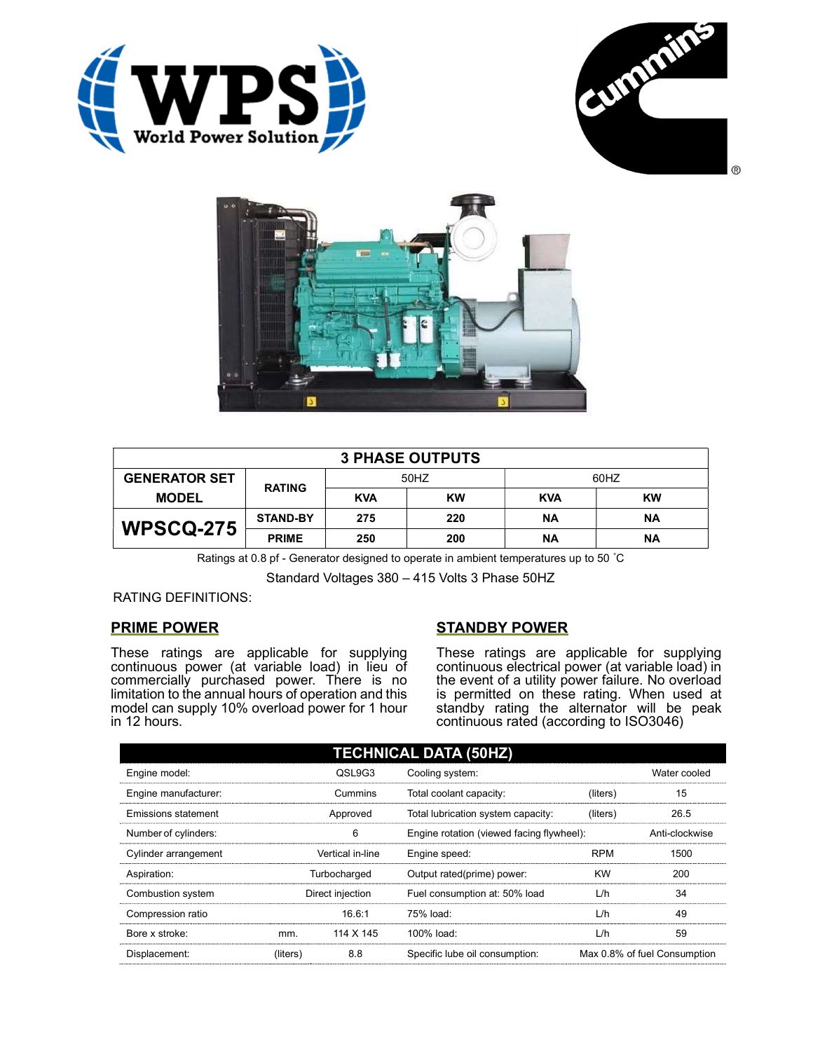| 3 PHASE OUTPUTS | | | | | |
|---|---|---|---|---|---|
| GENERATOR SET MODEL | RATING | 50HZ | | 60HZ | |
| | | KVA | KW | KVA | KW |
| **WPSCQ-275** | STAND-BY | 275 | 220 | NA | NA |
| | PRIME | 250 | 200 | NA | NA |

Ratings at 0.8 pf - Generator designed to operate in ambient temperatures up to 50 ˚C

Standard Voltages 380 – 415 Volts 3 Phase 50HZ

RATING DEFINITIONS:

## PRIME POWER

These ratings are applicable for supplying continuous power (at variable load) in lieu of commercially purchased power. There is no limitation to the annual hours of operation and this model can supply 10% overload power for 1 hour in 12 hours.

## STANDBY POWER

These ratings are applicable for supplying continuous electrical power (at variable load) in the event of a utility power failure. No overload is permitted on these rating. When used at standby rating the alternator will be peak continuous rated (according to ISO3046)

| TECHNICAL DATA (50HZ) | | | | | |
|---|---|---|---|---|---|
| Engine model: | | QSL9G3 | Cooling system: | | Water cooled |
| Engine manufacturer: | | Cummins | Total coolant capacity: | (liters) | 15 |
| Emissions statement | | Approved | Total lubrication system capacity: | (liters) | 26.5 |
| Number of cylinders: | | 6 | Engine rotation (viewed facing flywheel): | | Anti-clockwise |
| Cylinder arrangement | | Vertical in-line | Engine speed: | RPM | 1500 |
| Aspiration: | | Turbocharged | Output rated(prime) power: | KW | 200 |
| Combustion system | | Direct injection | Fuel consumption at: 50% load | L/h | 34 |
| Compression ratio | | 16.6:1 | 75% load: | L/h | 49 |
| Bore x stroke: | mm. | 114 X 145 | 100% load: | L/h | 59 |
| Displacement: | (liters) | 8.8 | Specific lube oil consumption: | | Max 0.8% of fuel Consumption |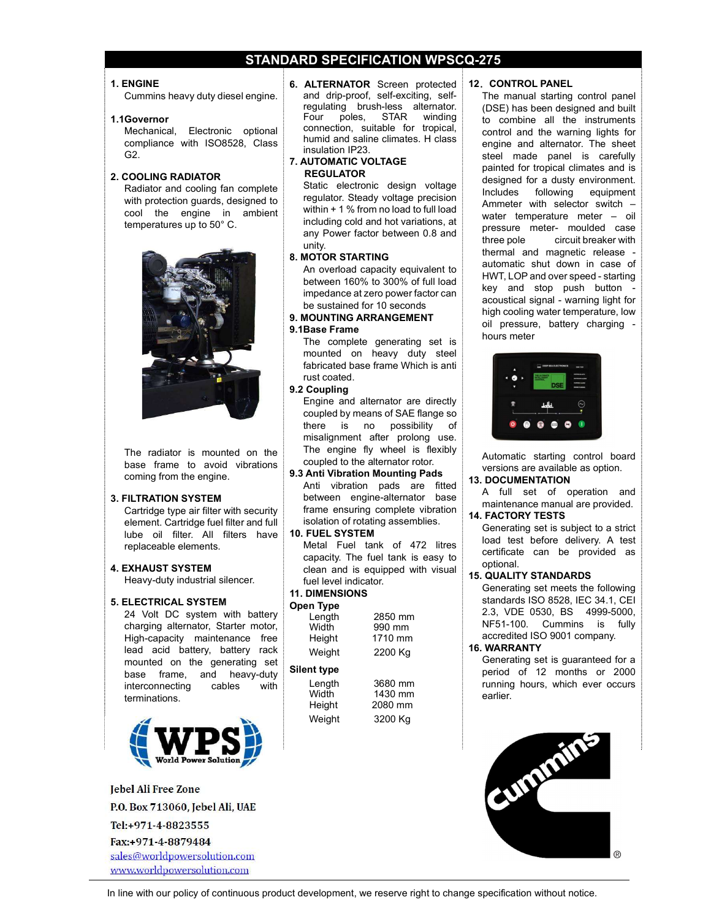# STANDARD SPECIFICATION WPSCQ-275

## 1. ENGINE

Cummins heavy duty diesel engine.

### 1.1Governor

Mechanical, Electronic optional compliance with ISO8528, Class G2.

## 2. COOLING RADIATOR

Radiator and cooling fan complete with protection guards, designed to cool the engine in ambient temperatures up to 50° C.

The radiator is mounted on the base frame to avoid vibrations coming from the engine.

## 3. FILTRATION SYSTEM

Cartridge type air filter with security element. Cartridge fuel filter and full lube oil filter. All filters have replaceable elements.

## 4. EXHAUST SYSTEM

Heavy-duty industrial silencer.

## 5. ELECTRICAL SYSTEM

24 Volt DC system with battery charging alternator, Starter motor, High-capacity maintenance free lead acid battery, battery rack mounted on the generating set base frame, and heavy-duty interconnecting cables with terminations.

## 6. ALTERNATOR

Screen protected and drip-proof, self-exciting, self-regulating brush-less alternator. Four poles, STAR winding connection, suitable for tropical, humid and saline climates. H class insulation IP23.

## 7. AUTOMATIC VOLTAGE REGULATOR

Static electronic design voltage regulator. Steady voltage precision within + 1 % from no load to full load including cold and hot variations, at any Power factor between 0.8 and unity.

## 8. MOTOR STARTING

An overload capacity equivalent to between 160% to 300% of full load impedance at zero power factor can be sustained for 10 seconds

## 9. MOUNTING ARRANGEMENT

### 9.1Base Frame

The complete generating set is mounted on heavy duty steel fabricated base frame Which is anti rust coated.

### 9.2 Coupling

Engine and alternator are directly coupled by means of SAE flange so there is no possibility of misalignment after prolong use. The engine fly wheel is flexibly coupled to the alternator rotor.

### 9.3 Anti Vibration Mounting Pads

Anti vibration pads are fitted between engine-alternator base frame ensuring complete vibration isolation of rotating assemblies.

## 10. FUEL SYSTEM

Metal Fuel tank of 472 litres capacity. The fuel tank is easy to clean and is equipped with visual fuel level indicator.

## 11. DIMENSIONS

**Open Type**

| | |
|---|---|
| Length | 2850 mm |
| Width | 990 mm |
| Height | 1710 mm |
| Weight | 2200 Kg |

**Silent type**

| | |
|---|---|
| Length | 3680 mm |
| Width | 1430 mm |
| Height | 2080 mm |
| Weight | 3200 Kg |

## 12. CONTROL PANEL

The manual starting control panel (DSE) has been designed and built to combine all the instruments control and the warning lights for engine and alternator. The sheet steel made panel is carefully painted for tropical climates and is designed for a dusty environment. Includes following equipment Ammeter with selector switch – water temperature meter – oil pressure meter- moulded case three pole circuit breaker with thermal and magnetic release - automatic shut down in case of HWT, LOP and over speed - starting key and stop push button - acoustical signal - warning light for high cooling water temperature, low oil pressure, battery charging - hours meter

Automatic starting control board versions are available as option.

## 13. DOCUMENTATION

A full set of operation and maintenance manual are provided.

## 14. FACTORY TESTS

Generating set is subject to a strict load test before delivery. A test certificate can be provided as optional.

## 15. QUALITY STANDARDS

Generating set meets the following standards ISO 8528, IEC 34.1, CEI 2.3, VDE 0530, BS 4999-5000, NF51-100. Cummins is fully accredited ISO 9001 company.

## 16. WARRANTY

Generating set is guaranteed for a period of 12 months or 2000 running hours, which ever occurs earlier.

WPS World Power Solution

Jebel Ali Free Zone
P.O. Box 713060, Jebel Ali, UAE
Tel:+971-4-8823555
Fax:+971-4-8879484
sales@worldpowersolution.com
www.worldpowersolution.com

Cummins®

In line with our policy of continuous product development, we reserve right to change specification without notice.